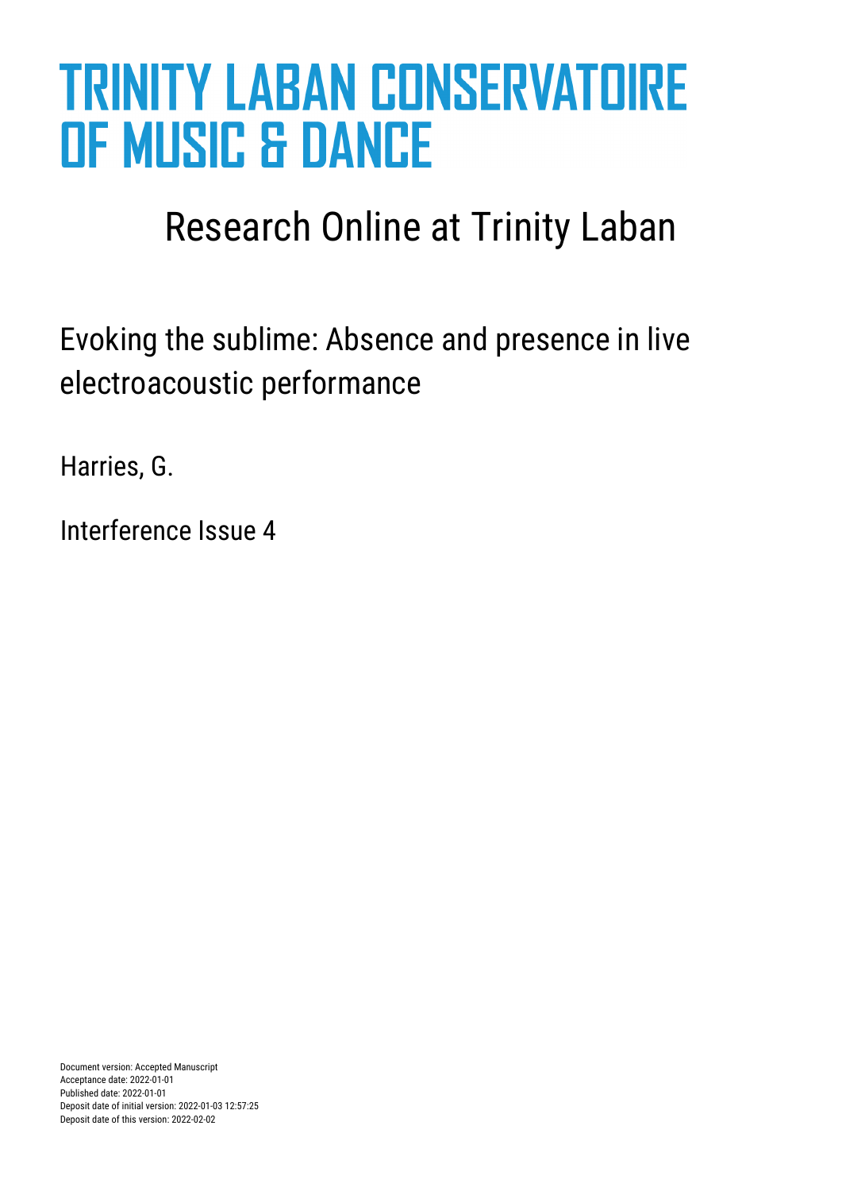# TRINITY LABAN CONSERVATOIRE OF MUSIC & DANCE

## Research Online at Trinity Laban

Evoking the sublime: Absence and presence in live electroacoustic performance

Harries, G.

Interference Issue 4

Document version: Accepted Manuscript
Acceptance date: 2022-01-01
Published date: 2022-01-01
Deposit date of initial version: 2022-01-03 12:57:25
Deposit date of this version: 2022-02-02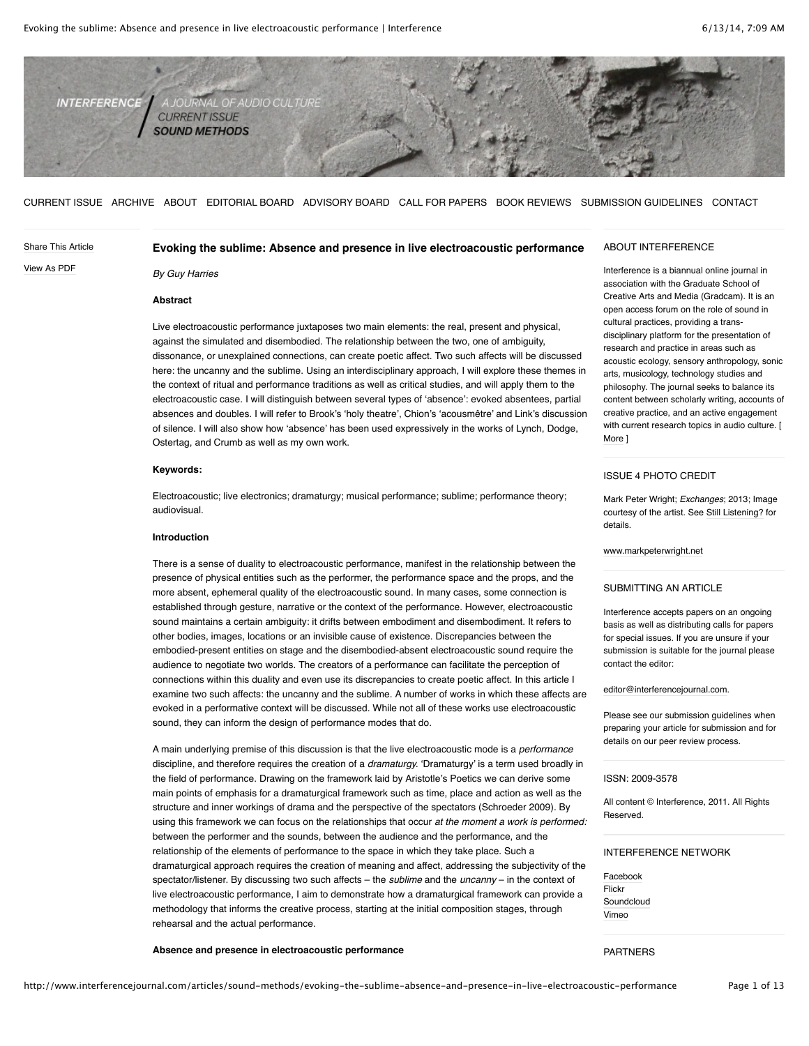# Evoking the sublime: Absence and presence in live electroacoustic performance

*By Guy Harries*

**Abstract**

Live electroacoustic performance juxtaposes two main elements: the real, present and physical, against the simulated and disembodied. The relationship between the two, one of ambiguity, dissonance, or unexplained connections, can create poetic affect. Two such affects will be discussed here: the uncanny and the sublime. Using an interdisciplinary approach, I will explore these themes in the context of ritual and performance traditions as well as critical studies, and will apply them to the electroacoustic case. I will distinguish between several types of 'absence': evoked absentees, partial absences and doubles. I will refer to Brook's 'holy theatre', Chion's 'acousmêtre' and Link's discussion of silence. I will also show how 'absence' has been used expressively in the works of Lynch, Dodge, Ostertag, and Crumb as well as my own work.

**Keywords:**

Electroacoustic; live electronics; dramaturgy; musical performance; sublime; performance theory; audiovisual.

**Introduction**

There is a sense of duality to electroacoustic performance, manifest in the relationship between the presence of physical entities such as the performer, the performance space and the props, and the more absent, ephemeral quality of the electroacoustic sound. In many cases, some connection is established through gesture, narrative or the context of the performance. However, electroacoustic sound maintains a certain ambiguity: it drifts between embodiment and disembodiment. It refers to other bodies, images, locations or an invisible cause of existence. Discrepancies between the embodied-present entities on stage and the disembodied-absent electroacoustic sound require the audience to negotiate two worlds. The creators of a performance can facilitate the perception of connections within this duality and even use its discrepancies to create poetic affect. In this article I examine two such affects: the uncanny and the sublime. A number of works in which these affects are evoked in a performative context will be discussed. While not all of these works use electroacoustic sound, they can inform the design of performance modes that do.

A main underlying premise of this discussion is that the live electroacoustic mode is a *performance* discipline, and therefore requires the creation of a *dramaturgy.* 'Dramaturgy' is a term used broadly in the field of performance. Drawing on the framework laid by Aristotle's Poetics we can derive some main points of emphasis for a dramaturgical framework such as time, place and action as well as the structure and inner workings of drama and the perspective of the spectators (Schroeder 2009). By using this framework we can focus on the relationships that occur *at the moment a work is performed:* between the performer and the sounds, between the audience and the performance, and the relationship of the elements of performance to the space in which they take place. Such a dramaturgical approach requires the creation of meaning and affect, addressing the subjectivity of the spectator/listener. By discussing two such affects – the *sublime* and the *uncanny* – in the context of live electroacoustic performance, I aim to demonstrate how a dramaturgical framework can provide a methodology that informs the creative process, starting at the initial composition stages, through rehearsal and the actual performance.

**Absence and presence in electroacoustic performance**

ABOUT INTERFERENCE

Interference is a biannual online journal in association with the Graduate School of Creative Arts and Media (Gradcam). It is an open access forum on the role of sound in cultural practices, providing a trans-disciplinary platform for the presentation of research and practice in areas such as acoustic ecology, sensory anthropology, sonic arts, musicology, technology studies and philosophy. The journal seeks to balance its content between scholarly writing, accounts of creative practice, and an active engagement with current research topics in audio culture. [ More ]

ISSUE 4 PHOTO CREDIT

Mark Peter Wright; *Exchanges*; 2013; Image courtesy of the artist. See Still Listening? for details.

www.markpeterwright.net

SUBMITTING AN ARTICLE

Interference accepts papers on an ongoing basis as well as distributing calls for papers for special issues. If you are unsure if your submission is suitable for the journal please contact the editor:

editor@interferencejournal.com.

Please see our submission guidelines when preparing your article for submission and for details on our peer review process.

ISSN: 2009-3578

All content © Interference, 2011. All Rights Reserved.

INTERFERENCE NETWORK

Facebook
Flickr
Soundcloud
Vimeo

PARTNERS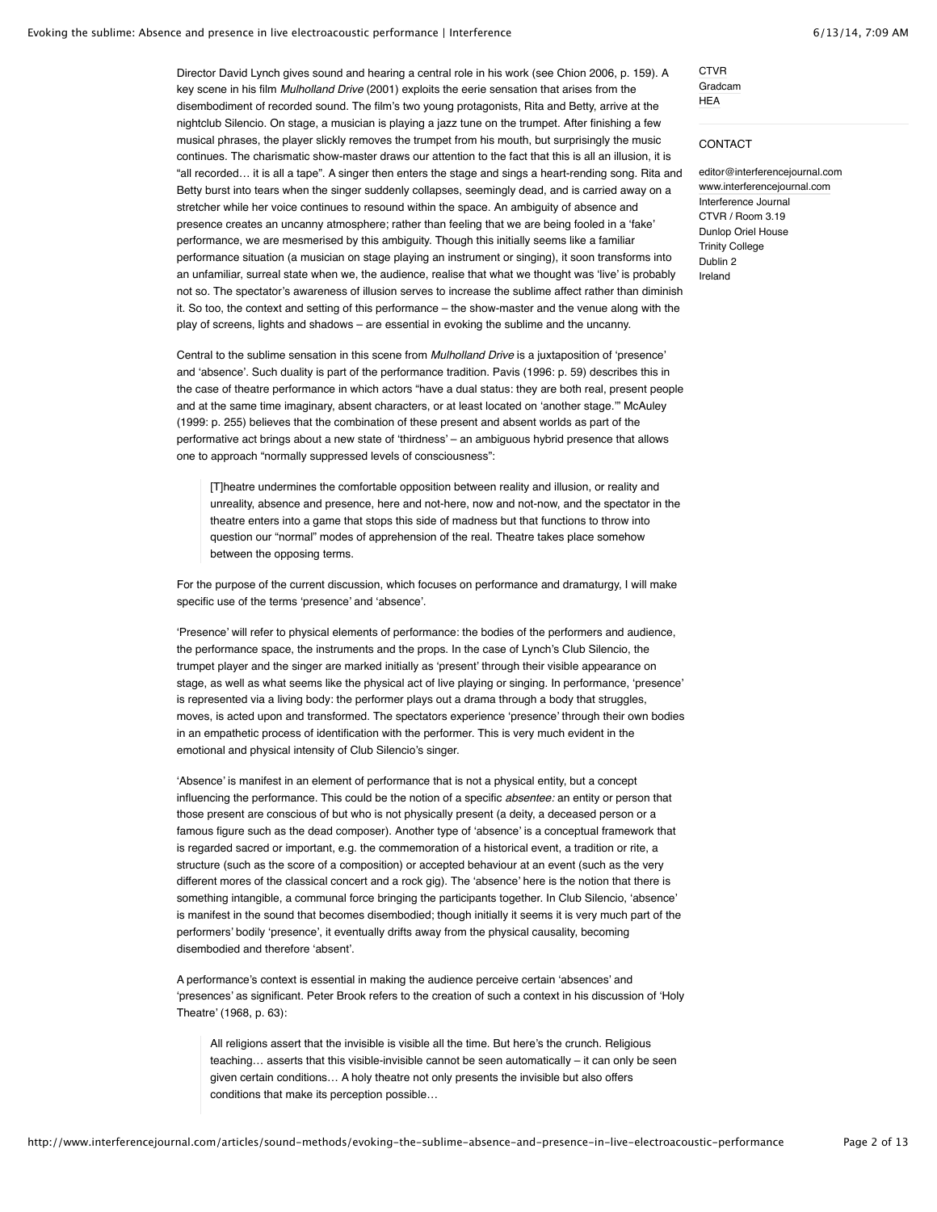Director David Lynch gives sound and hearing a central role in his work (see Chion 2006, p. 159). A key scene in his film *Mulholland Drive* (2001) exploits the eerie sensation that arises from the disembodiment of recorded sound. The film's two young protagonists, Rita and Betty, arrive at the nightclub Silencio. On stage, a musician is playing a jazz tune on the trumpet. After finishing a few musical phrases, the player slickly removes the trumpet from his mouth, but surprisingly the music continues. The charismatic show-master draws our attention to the fact that this is all an illusion, it is "all recorded… it is all a tape". A singer then enters the stage and sings a heart-rending song. Rita and Betty burst into tears when the singer suddenly collapses, seemingly dead, and is carried away on a stretcher while her voice continues to resound within the space. An ambiguity of absence and presence creates an uncanny atmosphere; rather than feeling that we are being fooled in a 'fake' performance, we are mesmerised by this ambiguity. Though this initially seems like a familiar performance situation (a musician on stage playing an instrument or singing), it soon transforms into an unfamiliar, surreal state when we, the audience, realise that what we thought was 'live' is probably not so. The spectator's awareness of illusion serves to increase the sublime affect rather than diminish it. So too, the context and setting of this performance – the show-master and the venue along with the play of screens, lights and shadows – are essential in evoking the sublime and the uncanny.

Central to the sublime sensation in this scene from *Mulholland Drive* is a juxtaposition of 'presence' and 'absence'. Such duality is part of the performance tradition. Pavis (1996: p. 59) describes this in the case of theatre performance in which actors "have a dual status: they are both real, present people and at the same time imaginary, absent characters, or at least located on 'another stage.'" McAuley (1999: p. 255) believes that the combination of these present and absent worlds as part of the performative act brings about a new state of 'thirdness' – an ambiguous hybrid presence that allows one to approach "normally suppressed levels of consciousness":

> [T]heatre undermines the comfortable opposition between reality and illusion, or reality and unreality, absence and presence, here and not-here, now and not-now, and the spectator in the theatre enters into a game that stops this side of madness but that functions to throw into question our "normal" modes of apprehension of the real. Theatre takes place somehow between the opposing terms.

For the purpose of the current discussion, which focuses on performance and dramaturgy, I will make specific use of the terms 'presence' and 'absence'.

'Presence' will refer to physical elements of performance: the bodies of the performers and audience, the performance space, the instruments and the props. In the case of Lynch's Club Silencio, the trumpet player and the singer are marked initially as 'present' through their visible appearance on stage, as well as what seems like the physical act of live playing or singing. In performance, 'presence' is represented via a living body: the performer plays out a drama through a body that struggles, moves, is acted upon and transformed. The spectators experience 'presence' through their own bodies in an empathetic process of identification with the performer. This is very much evident in the emotional and physical intensity of Club Silencio's singer.

'Absence' is manifest in an element of performance that is not a physical entity, but a concept influencing the performance. This could be the notion of a specific *absentee:* an entity or person that those present are conscious of but who is not physically present (a deity, a deceased person or a famous figure such as the dead composer). Another type of 'absence' is a conceptual framework that is regarded sacred or important, e.g. the commemoration of a historical event, a tradition or rite, a structure (such as the score of a composition) or accepted behaviour at an event (such as the very different mores of the classical concert and a rock gig). The 'absence' here is the notion that there is something intangible, a communal force bringing the participants together. In Club Silencio, 'absence' is manifest in the sound that becomes disembodied; though initially it seems it is very much part of the performers' bodily 'presence', it eventually drifts away from the physical causality, becoming disembodied and therefore 'absent'.

A performance's context is essential in making the audience perceive certain 'absences' and 'presences' as significant. Peter Brook refers to the creation of such a context in his discussion of 'Holy Theatre' (1968, p. 63):

> All religions assert that the invisible is visible all the time. But here's the crunch. Religious teaching… asserts that this visible-invisible cannot be seen automatically – it can only be seen given certain conditions… A holy theatre not only presents the invisible but also offers conditions that make its perception possible…

CTVR
Gradcam
HEA

CONTACT

editor@interferencejournal.com
www.interferencejournal.com
Interference Journal
CTVR / Room 3.19
Dunlop Oriel House
Trinity College
Dublin 2
Ireland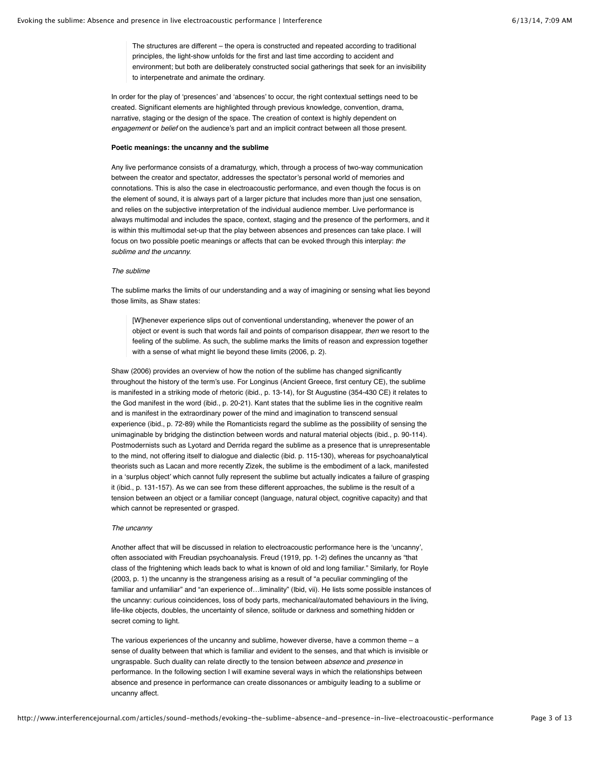> The structures are different – the opera is constructed and repeated according to traditional principles, the light-show unfolds for the first and last time according to accident and environment; but both are deliberately constructed social gatherings that seek for an invisibility to interpenetrate and animate the ordinary.

In order for the play of 'presences' and 'absences' to occur, the right contextual settings need to be created. Significant elements are highlighted through previous knowledge, convention, drama, narrative, staging or the design of the space. The creation of context is highly dependent on *engagement* or *belief* on the audience's part and an implicit contract between all those present.

**Poetic meanings: the uncanny and the sublime**

Any live performance consists of a dramaturgy, which, through a process of two-way communication between the creator and spectator, addresses the spectator's personal world of memories and connotations. This is also the case in electroacoustic performance, and even though the focus is on the element of sound, it is always part of a larger picture that includes more than just one sensation, and relies on the subjective interpretation of the individual audience member. Live performance is always multimodal and includes the space, context, staging and the presence of the performers, and it is within this multimodal set-up that the play between absences and presences can take place. I will focus on two possible poetic meanings or affects that can be evoked through this interplay: *the sublime and the uncanny.*

*The sublime*

The sublime marks the limits of our understanding and a way of imagining or sensing what lies beyond those limits, as Shaw states:

> [W]henever experience slips out of conventional understanding, whenever the power of an object or event is such that words fail and points of comparison disappear, *then* we resort to the feeling of the sublime. As such, the sublime marks the limits of reason and expression together with a sense of what might lie beyond these limits (2006, p. 2).

Shaw (2006) provides an overview of how the notion of the sublime has changed significantly throughout the history of the term's use. For Longinus (Ancient Greece, first century CE), the sublime is manifested in a striking mode of rhetoric (ibid., p. 13-14), for St Augustine (354-430 CE) it relates to the God manifest in the word (ibid., p. 20-21). Kant states that the sublime lies in the cognitive realm and is manifest in the extraordinary power of the mind and imagination to transcend sensual experience (ibid., p. 72-89) while the Romanticists regard the sublime as the possibility of sensing the unimaginable by bridging the distinction between words and natural material objects (ibid., p. 90-114). Postmodernists such as Lyotard and Derrida regard the sublime as a presence that is unrepresentable to the mind, not offering itself to dialogue and dialectic (ibid. p. 115-130), whereas for psychoanalytical theorists such as Lacan and more recently Zizek, the sublime is the embodiment of a lack, manifested in a 'surplus object' which cannot fully represent the sublime but actually indicates a failure of grasping it (ibid., p. 131-157). As we can see from these different approaches, the sublime is the result of a tension between an object or a familiar concept (language, natural object, cognitive capacity) and that which cannot be represented or grasped.

*The uncanny*

Another affect that will be discussed in relation to electroacoustic performance here is the 'uncanny', often associated with Freudian psychoanalysis. Freud (1919, pp. 1-2) defines the uncanny as "that class of the frightening which leads back to what is known of old and long familiar." Similarly, for Royle (2003, p. 1) the uncanny is the strangeness arising as a result of "a peculiar commingling of the familiar and unfamiliar" and "an experience of…liminality" (Ibid, vii). He lists some possible instances of the uncanny: curious coincidences, loss of body parts, mechanical/automated behaviours in the living, life-like objects, doubles, the uncertainty of silence, solitude or darkness and something hidden or secret coming to light.

The various experiences of the uncanny and sublime, however diverse, have a common theme – a sense of duality between that which is familiar and evident to the senses, and that which is invisible or ungraspable. Such duality can relate directly to the tension between *absence* and *presence* in performance. In the following section I will examine several ways in which the relationships between absence and presence in performance can create dissonances or ambiguity leading to a sublime or uncanny affect.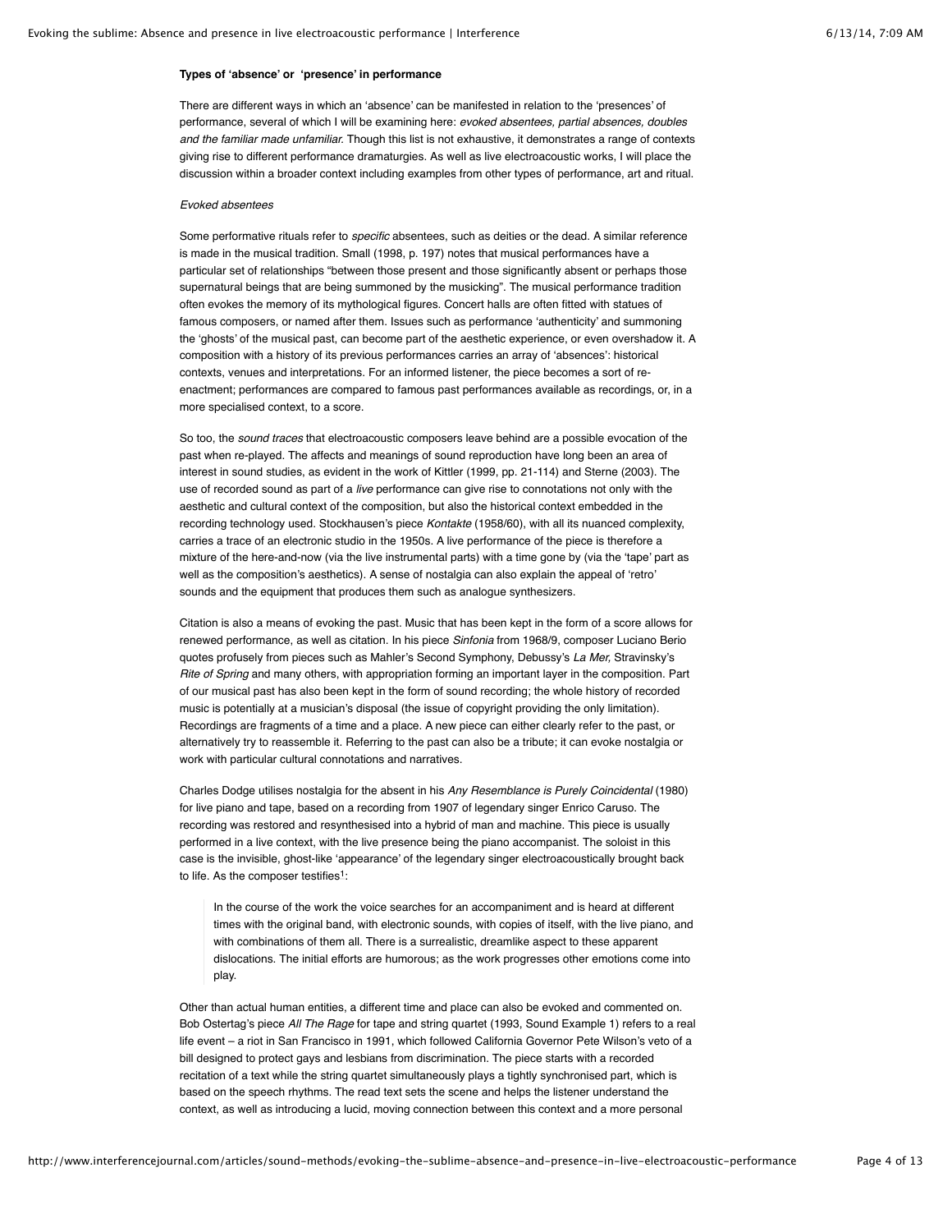**Types of 'absence' or 'presence' in performance**

There are different ways in which an 'absence' can be manifested in relation to the 'presences' of performance, several of which I will be examining here: *evoked absentees, partial absences, doubles and the familiar made unfamiliar.* Though this list is not exhaustive, it demonstrates a range of contexts giving rise to different performance dramaturgies. As well as live electroacoustic works, I will place the discussion within a broader context including examples from other types of performance, art and ritual.

*Evoked absentees*

Some performative rituals refer to *specific* absentees, such as deities or the dead. A similar reference is made in the musical tradition. Small (1998, p. 197) notes that musical performances have a particular set of relationships "between those present and those significantly absent or perhaps those supernatural beings that are being summoned by the musicking". The musical performance tradition often evokes the memory of its mythological figures. Concert halls are often fitted with statues of famous composers, or named after them. Issues such as performance 'authenticity' and summoning the 'ghosts' of the musical past, can become part of the aesthetic experience, or even overshadow it. A composition with a history of its previous performances carries an array of 'absences': historical contexts, venues and interpretations. For an informed listener, the piece becomes a sort of re-enactment; performances are compared to famous past performances available as recordings, or, in a more specialised context, to a score.

So too, the *sound traces* that electroacoustic composers leave behind are a possible evocation of the past when re-played. The affects and meanings of sound reproduction have long been an area of interest in sound studies, as evident in the work of Kittler (1999, pp. 21-114) and Sterne (2003). The use of recorded sound as part of a *live* performance can give rise to connotations not only with the aesthetic and cultural context of the composition, but also the historical context embedded in the recording technology used. Stockhausen's piece *Kontakte* (1958/60), with all its nuanced complexity, carries a trace of an electronic studio in the 1950s. A live performance of the piece is therefore a mixture of the here-and-now (via the live instrumental parts) with a time gone by (via the 'tape' part as well as the composition's aesthetics). A sense of nostalgia can also explain the appeal of 'retro' sounds and the equipment that produces them such as analogue synthesizers.

Citation is also a means of evoking the past. Music that has been kept in the form of a score allows for renewed performance, as well as citation. In his piece *Sinfonia* from 1968/9, composer Luciano Berio quotes profusely from pieces such as Mahler's Second Symphony, Debussy's *La Mer,* Stravinsky's *Rite of Spring* and many others, with appropriation forming an important layer in the composition. Part of our musical past has also been kept in the form of sound recording; the whole history of recorded music is potentially at a musician's disposal (the issue of copyright providing the only limitation). Recordings are fragments of a time and a place. A new piece can either clearly refer to the past, or alternatively try to reassemble it. Referring to the past can also be a tribute; it can evoke nostalgia or work with particular cultural connotations and narratives.

Charles Dodge utilises nostalgia for the absent in his *Any Resemblance is Purely Coincidental* (1980) for live piano and tape, based on a recording from 1907 of legendary singer Enrico Caruso. The recording was restored and resynthesised into a hybrid of man and machine. This piece is usually performed in a live context, with the live presence being the piano accompanist. The soloist in this case is the invisible, ghost-like 'appearance' of the legendary singer electroacoustically brought back to life. As the composer testifies[1]:

> In the course of the work the voice searches for an accompaniment and is heard at different times with the original band, with electronic sounds, with copies of itself, with the live piano, and with combinations of them all. There is a surrealistic, dreamlike aspect to these apparent dislocations. The initial efforts are humorous; as the work progresses other emotions come into play.

Other than actual human entities, a different time and place can also be evoked and commented on. Bob Ostertag's piece *All The Rage* for tape and string quartet (1993, Sound Example 1) refers to a real life event – a riot in San Francisco in 1991, which followed California Governor Pete Wilson's veto of a bill designed to protect gays and lesbians from discrimination. The piece starts with a recorded recitation of a text while the string quartet simultaneously plays a tightly synchronised part, which is based on the speech rhythms. The read text sets the scene and helps the listener understand the context, as well as introducing a lucid, moving connection between this context and a more personal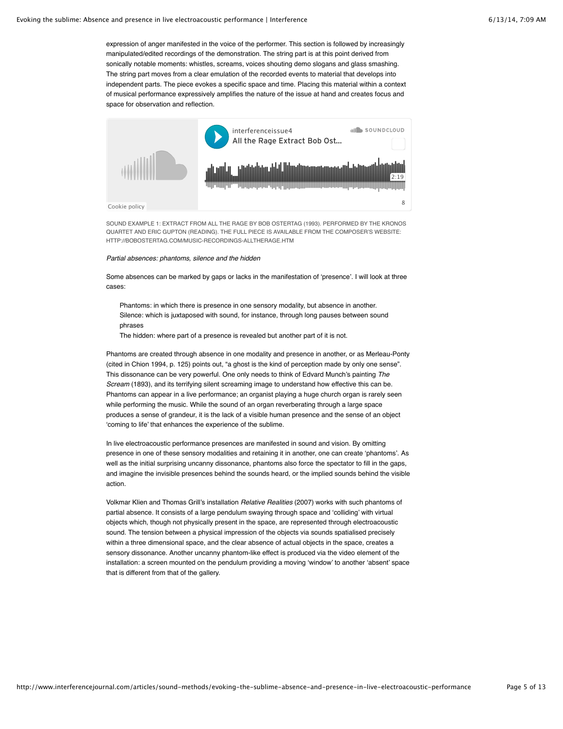expression of anger manifested in the voice of the performer. This section is followed by increasingly manipulated/edited recordings of the demonstration. The string part is at this point derived from sonically notable moments: whistles, screams, voices shouting demo slogans and glass smashing. The string part moves from a clear emulation of the recorded events to material that develops into independent parts. The piece evokes a specific space and time. Placing this material within a context of musical performance expressively amplifies the nature of the issue at hand and creates focus and space for observation and reflection.

SOUND EXAMPLE 1: EXTRACT FROM ALL THE RAGE BY BOB OSTERTAG (1993). PERFORMED BY THE KRONOS QUARTET AND ERIC GUPTON (READING). THE FULL PIECE IS AVAILABLE FROM THE COMPOSER'S WEBSITE: HTTP://BOBOSTERTAG.COM/MUSIC-RECORDINGS-ALLTHERAGE.HTM

*Partial absences: phantoms, silence and the hidden*

Some absences can be marked by gaps or lacks in the manifestation of 'presence'. I will look at three cases:

- Phantoms: in which there is presence in one sensory modality, but absence in another.
- Silence: which is juxtaposed with sound, for instance, through long pauses between sound phrases
- The hidden: where part of a presence is revealed but another part of it is not.

Phantoms are created through absence in one modality and presence in another, or as Merleau-Ponty (cited in Chion 1994, p. 125) points out, "a ghost is the kind of perception made by only one sense". This dissonance can be very powerful. One only needs to think of Edvard Munch's painting *The Scream* (1893), and its terrifying silent screaming image to understand how effective this can be. Phantoms can appear in a live performance; an organist playing a huge church organ is rarely seen while performing the music. While the sound of an organ reverberating through a large space produces a sense of grandeur, it is the lack of a visible human presence and the sense of an object 'coming to life' that enhances the experience of the sublime.

In live electroacoustic performance presences are manifested in sound and vision. By omitting presence in one of these sensory modalities and retaining it in another, one can create 'phantoms'. As well as the initial surprising uncanny dissonance, phantoms also force the spectator to fill in the gaps, and imagine the invisible presences behind the sounds heard, or the implied sounds behind the visible action.

Volkmar Klien and Thomas Grill's installation *Relative Realities* (2007) works with such phantoms of partial absence. It consists of a large pendulum swaying through space and 'colliding' with virtual objects which, though not physically present in the space, are represented through electroacoustic sound. The tension between a physical impression of the objects via sounds spatialised precisely within a three dimensional space, and the clear absence of actual objects in the space, creates a sensory dissonance. Another uncanny phantom-like effect is produced via the video element of the installation: a screen mounted on the pendulum providing a moving 'window' to another 'absent' space that is different from that of the gallery.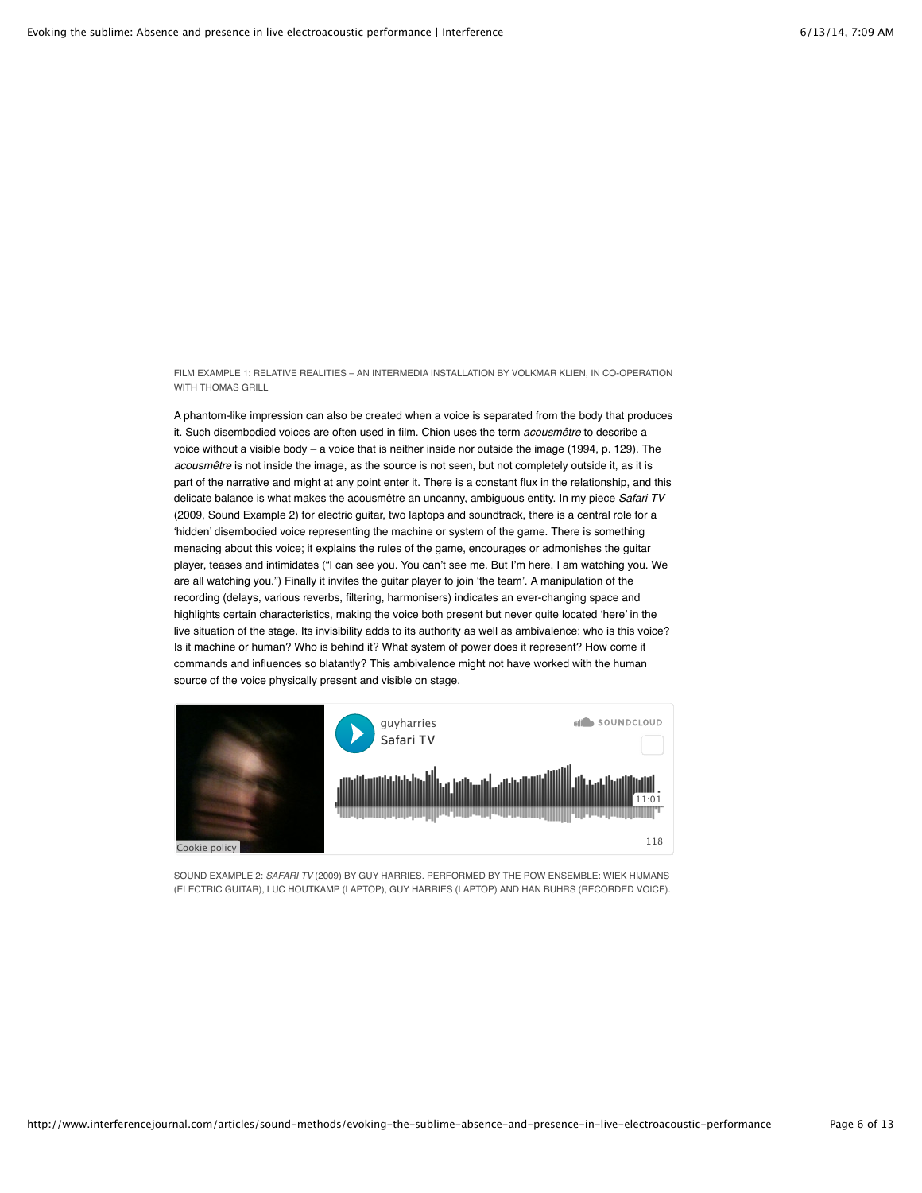FILM EXAMPLE 1: RELATIVE REALITIES – AN INTERMEDIA INSTALLATION BY VOLKMAR KLIEN, IN CO-OPERATION WITH THOMAS GRILL

A phantom-like impression can also be created when a voice is separated from the body that produces it. Such disembodied voices are often used in film. Chion uses the term *acousmêtre* to describe a voice without a visible body – a voice that is neither inside nor outside the image (1994, p. 129). The *acousmêtre* is not inside the image, as the source is not seen, but not completely outside it, as it is part of the narrative and might at any point enter it. There is a constant flux in the relationship, and this delicate balance is what makes the acousmêtre an uncanny, ambiguous entity. In my piece *Safari TV* (2009, Sound Example 2) for electric guitar, two laptops and soundtrack, there is a central role for a 'hidden' disembodied voice representing the machine or system of the game. There is something menacing about this voice; it explains the rules of the game, encourages or admonishes the guitar player, teases and intimidates ("I can see you. You can't see me. But I'm here. I am watching you. We are all watching you.") Finally it invites the guitar player to join 'the team'. A manipulation of the recording (delays, various reverbs, filtering, harmonisers) indicates an ever-changing space and highlights certain characteristics, making the voice both present but never quite located 'here' in the live situation of the stage. Its invisibility adds to its authority as well as ambivalence: who is this voice? Is it machine or human? Who is behind it? What system of power does it represent? How come it commands and influences so blatantly? This ambivalence might not have worked with the human source of the voice physically present and visible on stage.

guyharries
Safari TV
SOUNDCLOUD
11:01
118
Cookie policy

SOUND EXAMPLE 2: *SAFARI TV* (2009) BY GUY HARRIES. PERFORMED BY THE POW ENSEMBLE: WIEK HIJMANS (ELECTRIC GUITAR), LUC HOUTKAMP (LAPTOP), GUY HARRIES (LAPTOP) AND HAN BUHRS (RECORDED VOICE).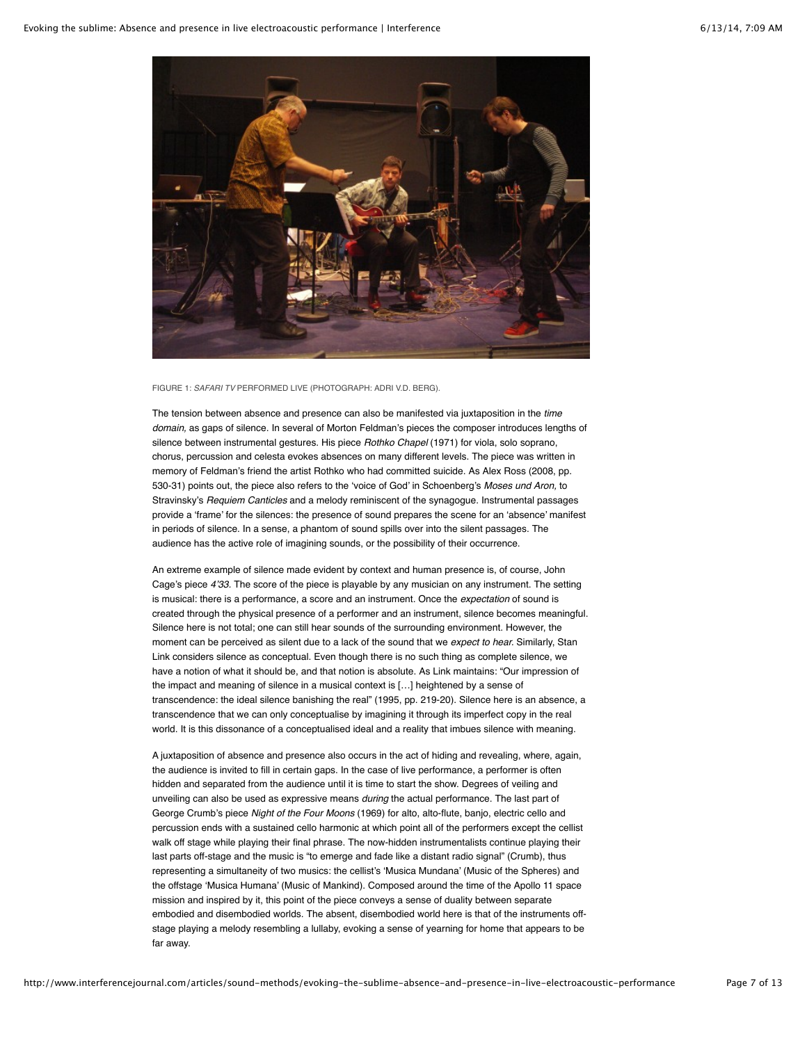FIGURE 1: *SAFARI TV* PERFORMED LIVE (PHOTOGRAPH: ADRI V.D. BERG).

The tension between absence and presence can also be manifested via juxtaposition in the *time domain,* as gaps of silence. In several of Morton Feldman's pieces the composer introduces lengths of silence between instrumental gestures. His piece *Rothko Chapel* (1971) for viola, solo soprano, chorus, percussion and celesta evokes absences on many different levels. The piece was written in memory of Feldman's friend the artist Rothko who had committed suicide. As Alex Ross (2008, pp. 530-31) points out, the piece also refers to the 'voice of God' in Schoenberg's *Moses und Aron,* to Stravinsky's *Requiem Canticles* and a melody reminiscent of the synagogue. Instrumental passages provide a 'frame' for the silences: the presence of sound prepares the scene for an 'absence' manifest in periods of silence. In a sense, a phantom of sound spills over into the silent passages. The audience has the active role of imagining sounds, or the possibility of their occurrence.

An extreme example of silence made evident by context and human presence is, of course, John Cage's piece *4'33.* The score of the piece is playable by any musician on any instrument. The setting is musical: there is a performance, a score and an instrument. Once the *expectation* of sound is created through the physical presence of a performer and an instrument, silence becomes meaningful. Silence here is not total; one can still hear sounds of the surrounding environment. However, the moment can be perceived as silent due to a lack of the sound that we *expect to hear.* Similarly, Stan Link considers silence as conceptual. Even though there is no such thing as complete silence, we have a notion of what it should be, and that notion is absolute. As Link maintains: "Our impression of the impact and meaning of silence in a musical context is […] heightened by a sense of transcendence: the ideal silence banishing the real" (1995, pp. 219-20). Silence here is an absence, a transcendence that we can only conceptualise by imagining it through its imperfect copy in the real world. It is this dissonance of a conceptualised ideal and a reality that imbues silence with meaning.

A juxtaposition of absence and presence also occurs in the act of hiding and revealing, where, again, the audience is invited to fill in certain gaps. In the case of live performance, a performer is often hidden and separated from the audience until it is time to start the show. Degrees of veiling and unveiling can also be used as expressive means *during* the actual performance. The last part of George Crumb's piece *Night of the Four Moons* (1969) for alto, alto-flute, banjo, electric cello and percussion ends with a sustained cello harmonic at which point all of the performers except the cellist walk off stage while playing their final phrase. The now-hidden instrumentalists continue playing their last parts off-stage and the music is "to emerge and fade like a distant radio signal" (Crumb), thus representing a simultaneity of two musics: the cellist's 'Musica Mundana' (Music of the Spheres) and the offstage 'Musica Humana' (Music of Mankind). Composed around the time of the Apollo 11 space mission and inspired by it, this point of the piece conveys a sense of duality between separate embodied and disembodied worlds. The absent, disembodied world here is that of the instruments off-stage playing a melody resembling a lullaby, evoking a sense of yearning for home that appears to be far away.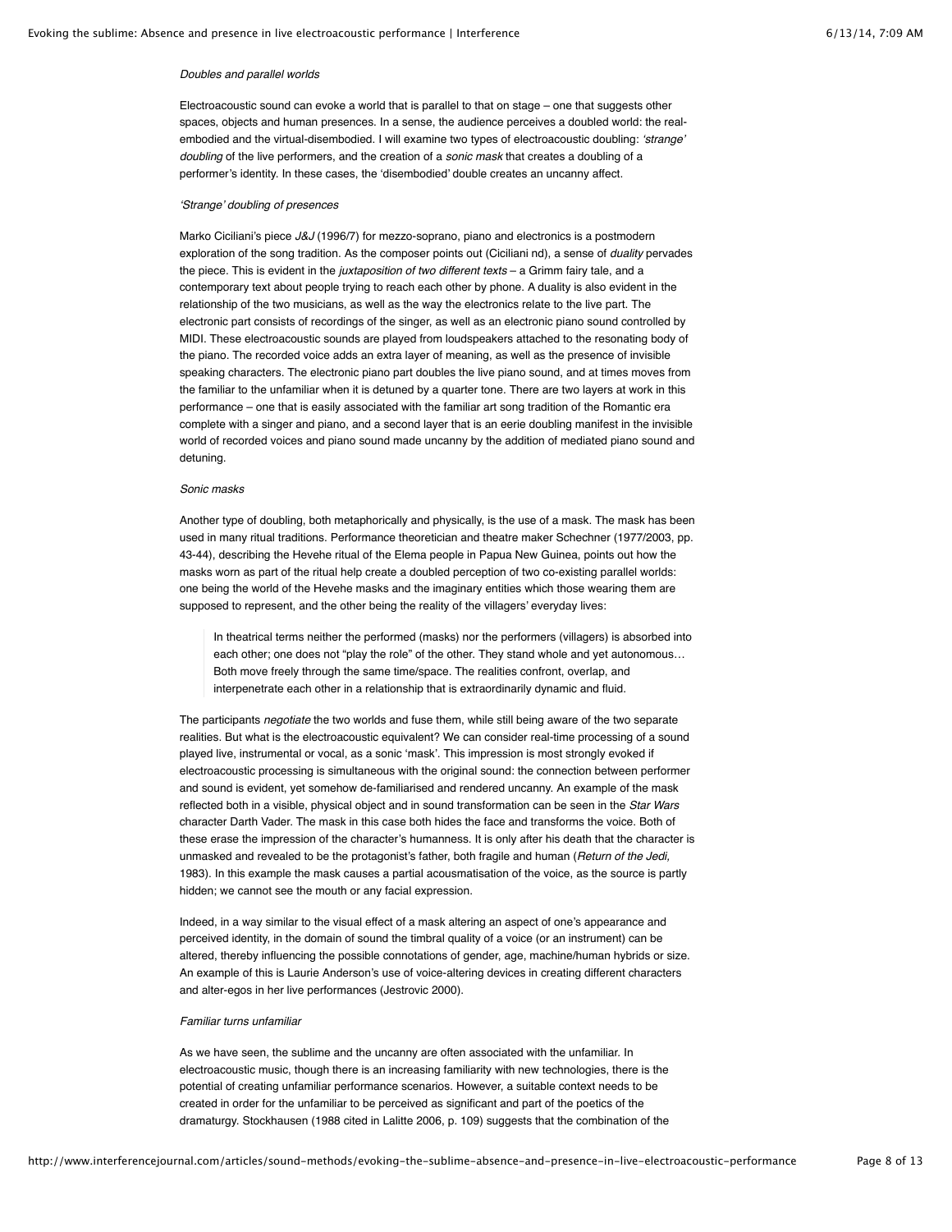### *Doubles and parallel worlds*

Electroacoustic sound can evoke a world that is parallel to that on stage – one that suggests other spaces, objects and human presences. In a sense, the audience perceives a doubled world: the real-embodied and the virtual-disembodied. I will examine two types of electroacoustic doubling: *'strange' doubling* of the live performers, and the creation of a *sonic mask* that creates a doubling of a performer's identity. In these cases, the 'disembodied' double creates an uncanny affect.

#### *'Strange' doubling of presences*

Marko Ciciliani's piece *J&J* (1996/7) for mezzo-soprano, piano and electronics is a postmodern exploration of the song tradition. As the composer points out (Ciciliani nd), a sense of *duality* pervades the piece. This is evident in the *juxtaposition of two different texts* – a Grimm fairy tale, and a contemporary text about people trying to reach each other by phone. A duality is also evident in the relationship of the two musicians, as well as the way the electronics relate to the live part. The electronic part consists of recordings of the singer, as well as an electronic piano sound controlled by MIDI. These electroacoustic sounds are played from loudspeakers attached to the resonating body of the piano. The recorded voice adds an extra layer of meaning, as well as the presence of invisible speaking characters. The electronic piano part doubles the live piano sound, and at times moves from the familiar to the unfamiliar when it is detuned by a quarter tone. There are two layers at work in this performance – one that is easily associated with the familiar art song tradition of the Romantic era complete with a singer and piano, and a second layer that is an eerie doubling manifest in the invisible world of recorded voices and piano sound made uncanny by the addition of mediated piano sound and detuning.

#### *Sonic masks*

Another type of doubling, both metaphorically and physically, is the use of a mask. The mask has been used in many ritual traditions. Performance theoretician and theatre maker Schechner (1977/2003, pp. 43-44), describing the Hevehe ritual of the Elema people in Papua New Guinea, points out how the masks worn as part of the ritual help create a doubled perception of two co-existing parallel worlds: one being the world of the Hevehe masks and the imaginary entities which those wearing them are supposed to represent, and the other being the reality of the villagers' everyday lives:

> In theatrical terms neither the performed (masks) nor the performers (villagers) is absorbed into each other; one does not "play the role" of the other. They stand whole and yet autonomous… Both move freely through the same time/space. The realities confront, overlap, and interpenetrate each other in a relationship that is extraordinarily dynamic and fluid.

The participants *negotiate* the two worlds and fuse them, while still being aware of the two separate realities. But what is the electroacoustic equivalent? We can consider real-time processing of a sound played live, instrumental or vocal, as a sonic 'mask'. This impression is most strongly evoked if electroacoustic processing is simultaneous with the original sound: the connection between performer and sound is evident, yet somehow de-familiarised and rendered uncanny. An example of the mask reflected both in a visible, physical object and in sound transformation can be seen in the *Star Wars* character Darth Vader. The mask in this case both hides the face and transforms the voice. Both of these erase the impression of the character's humanness. It is only after his death that the character is unmasked and revealed to be the protagonist's father, both fragile and human (*Return of the Jedi,* 1983). In this example the mask causes a partial acousmatisation of the voice, as the source is partly hidden; we cannot see the mouth or any facial expression.

Indeed, in a way similar to the visual effect of a mask altering an aspect of one's appearance and perceived identity, in the domain of sound the timbral quality of a voice (or an instrument) can be altered, thereby influencing the possible connotations of gender, age, machine/human hybrids or size. An example of this is Laurie Anderson's use of voice-altering devices in creating different characters and alter-egos in her live performances (Jestrovic 2000).

### *Familiar turns unfamiliar*

As we have seen, the sublime and the uncanny are often associated with the unfamiliar. In electroacoustic music, though there is an increasing familiarity with new technologies, there is the potential of creating unfamiliar performance scenarios. However, a suitable context needs to be created in order for the unfamiliar to be perceived as significant and part of the poetics of the dramaturgy. Stockhausen (1988 cited in Lalitte 2006, p. 109) suggests that the combination of the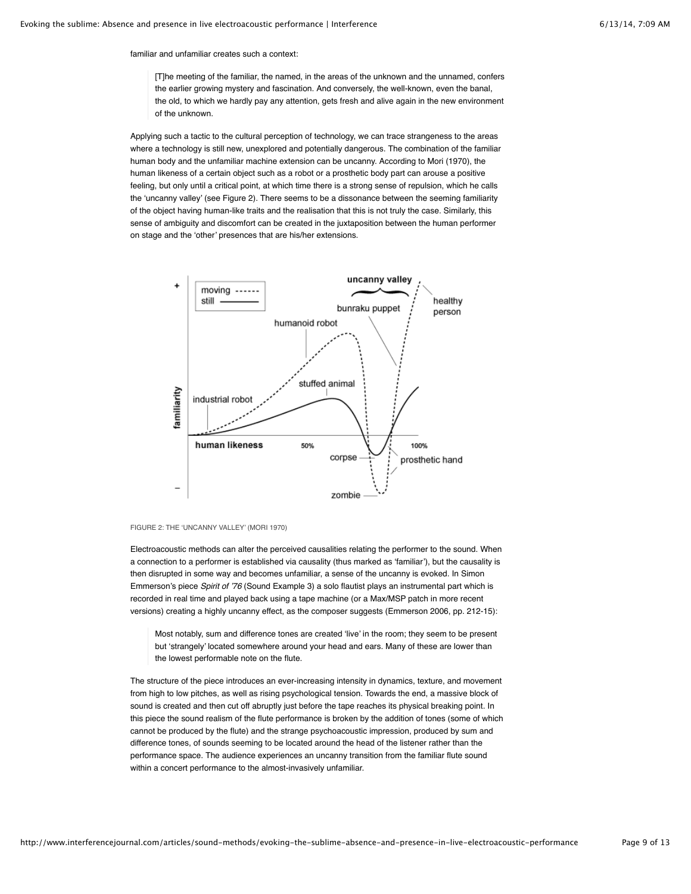familiar and unfamiliar creates such a context:

> [T]he meeting of the familiar, the named, in the areas of the unknown and the unnamed, confers the earlier growing mystery and fascination. And conversely, the well-known, even the banal, the old, to which we hardly pay any attention, gets fresh and alive again in the new environment of the unknown.

Applying such a tactic to the cultural perception of technology, we can trace strangeness to the areas where a technology is still new, unexplored and potentially dangerous. The combination of the familiar human body and the unfamiliar machine extension can be uncanny. According to Mori (1970), the human likeness of a certain object such as a robot or a prosthetic body part can arouse a positive feeling, but only until a critical point, at which time there is a strong sense of repulsion, which he calls the 'uncanny valley' (see Figure 2). There seems to be a dissonance between the seeming familiarity of the object having human-like traits and the realisation that this is not truly the case. Similarly, this sense of ambiguity and discomfort can be created in the juxtaposition between the human performer on stage and the 'other' presences that are his/her extensions.

FIGURE 2: THE 'UNCANNY VALLEY' (MORI 1970)

Electroacoustic methods can alter the perceived causalities relating the performer to the sound. When a connection to a performer is established via causality (thus marked as 'familiar'), but the causality is then disrupted in some way and becomes unfamiliar, a sense of the uncanny is evoked. In Simon Emmerson's piece *Spirit of '76* (Sound Example 3) a solo flautist plays an instrumental part which is recorded in real time and played back using a tape machine (or a Max/MSP patch in more recent versions) creating a highly uncanny effect, as the composer suggests (Emmerson 2006, pp. 212-15):

> Most notably, sum and difference tones are created 'live' in the room; they seem to be present but 'strangely' located somewhere around your head and ears. Many of these are lower than the lowest performable note on the flute.

The structure of the piece introduces an ever-increasing intensity in dynamics, texture, and movement from high to low pitches, as well as rising psychological tension. Towards the end, a massive block of sound is created and then cut off abruptly just before the tape reaches its physical breaking point. In this piece the sound realism of the flute performance is broken by the addition of tones (some of which cannot be produced by the flute) and the strange psychoacoustic impression, produced by sum and difference tones, of sounds seeming to be located around the head of the listener rather than the performance space. The audience experiences an uncanny transition from the familiar flute sound within a concert performance to the almost-invasively unfamiliar.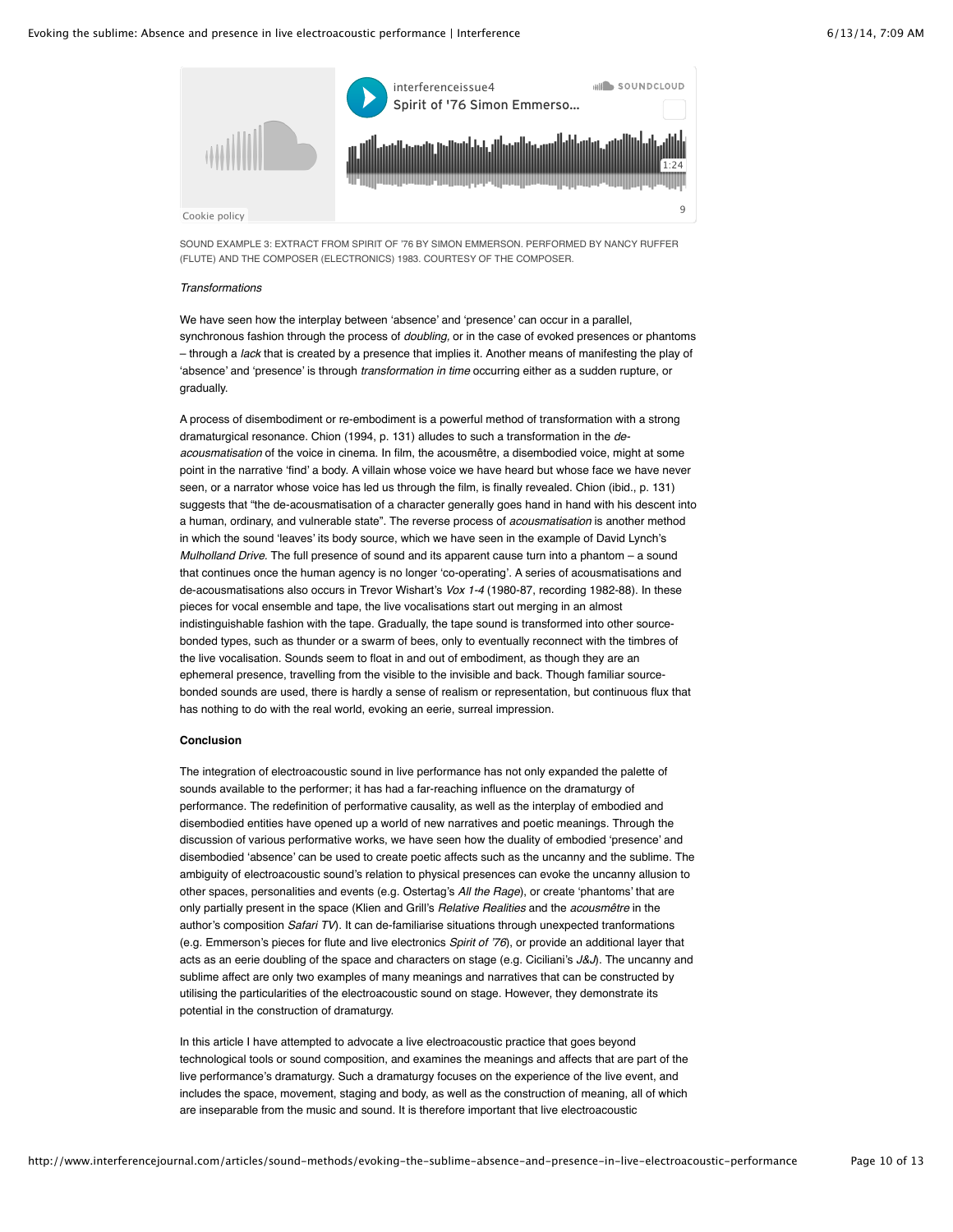SOUND EXAMPLE 3: EXTRACT FROM SPIRIT OF '76 BY SIMON EMMERSON. PERFORMED BY NANCY RUFFER (FLUTE) AND THE COMPOSER (ELECTRONICS) 1983. COURTESY OF THE COMPOSER.

*Transformations*

We have seen how the interplay between 'absence' and 'presence' can occur in a parallel, synchronous fashion through the process of *doubling,* or in the case of evoked presences or phantoms – through a *lack* that is created by a presence that implies it. Another means of manifesting the play of 'absence' and 'presence' is through *transformation in time* occurring either as a sudden rupture, or gradually.

A process of disembodiment or re-embodiment is a powerful method of transformation with a strong dramaturgical resonance. Chion (1994, p. 131) alludes to such a transformation in the *de-acousmatisation* of the voice in cinema. In film, the acousmêtre, a disembodied voice, might at some point in the narrative 'find' a body. A villain whose voice we have heard but whose face we have never seen, or a narrator whose voice has led us through the film, is finally revealed. Chion (ibid., p. 131) suggests that "the de-acousmatisation of a character generally goes hand in hand with his descent into a human, ordinary, and vulnerable state". The reverse process of *acousmatisation* is another method in which the sound 'leaves' its body source, which we have seen in the example of David Lynch's *Mulholland Drive.* The full presence of sound and its apparent cause turn into a phantom – a sound that continues once the human agency is no longer 'co-operating'. A series of acousmatisations and de-acousmatisations also occurs in Trevor Wishart's *Vox 1-4* (1980-87, recording 1982-88). In these pieces for vocal ensemble and tape, the live vocalisations start out merging in an almost indistinguishable fashion with the tape. Gradually, the tape sound is transformed into other source-bonded types, such as thunder or a swarm of bees, only to eventually reconnect with the timbres of the live vocalisation. Sounds seem to float in and out of embodiment, as though they are an ephemeral presence, travelling from the visible to the invisible and back. Though familiar source-bonded sounds are used, there is hardly a sense of realism or representation, but continuous flux that has nothing to do with the real world, evoking an eerie, surreal impression.

**Conclusion**

The integration of electroacoustic sound in live performance has not only expanded the palette of sounds available to the performer; it has had a far-reaching influence on the dramaturgy of performance. The redefinition of performative causality, as well as the interplay of embodied and disembodied entities have opened up a world of new narratives and poetic meanings. Through the discussion of various performative works, we have seen how the duality of embodied 'presence' and disembodied 'absence' can be used to create poetic affects such as the uncanny and the sublime. The ambiguity of electroacoustic sound's relation to physical presences can evoke the uncanny allusion to other spaces, personalities and events (e.g. Ostertag's *All the Rage*), or create 'phantoms' that are only partially present in the space (Klien and Grill's *Relative Realities* and the *acousmêtre* in the author's composition *Safari TV*). It can de-familiarise situations through unexpected tranformations (e.g. Emmerson's pieces for flute and live electronics *Spirit of '76*), or provide an additional layer that acts as an eerie doubling of the space and characters on stage (e.g. Ciciliani's *J&J*). The uncanny and sublime affect are only two examples of many meanings and narratives that can be constructed by utilising the particularities of the electroacoustic sound on stage. However, they demonstrate its potential in the construction of dramaturgy.

In this article I have attempted to advocate a live electroacoustic practice that goes beyond technological tools or sound composition, and examines the meanings and affects that are part of the live performance's dramaturgy. Such a dramaturgy focuses on the experience of the live event, and includes the space, movement, staging and body, as well as the construction of meaning, all of which are inseparable from the music and sound. It is therefore important that live electroacoustic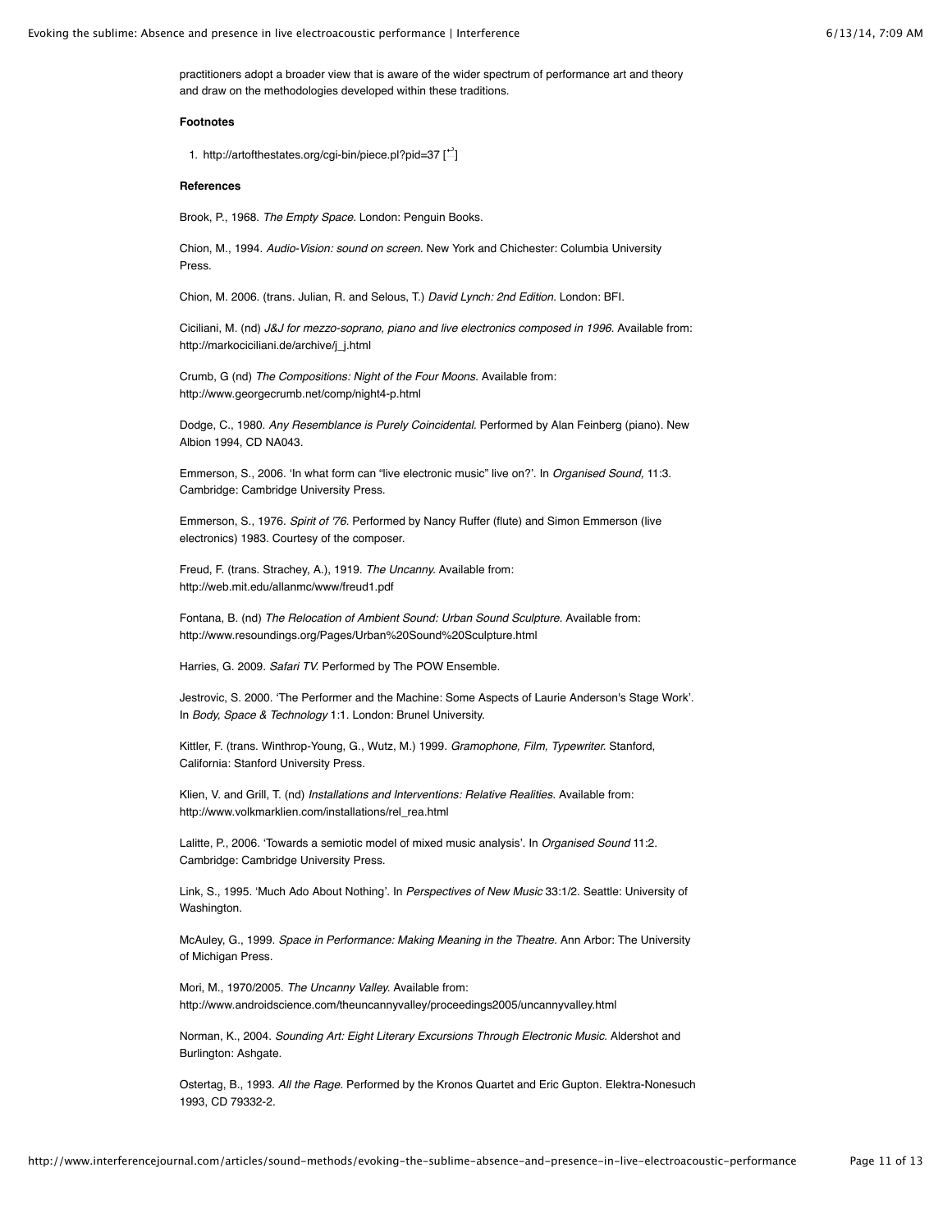practitioners adopt a broader view that is aware of the wider spectrum of performance art and theory and draw on the methodologies developed within these traditions.

**Footnotes**

1. http://artofthestates.org/cgi-bin/piece.pl?pid=37 [↩]

**References**

Brook, P., 1968. *The Empty Space.* London: Penguin Books.

Chion, M., 1994. *Audio-Vision: sound on screen.* New York and Chichester: Columbia University Press.

Chion, M. 2006. (trans. Julian, R. and Selous, T.) *David Lynch: 2nd Edition.* London: BFI.

Ciciliani, M. (nd) *J&J for mezzo-soprano, piano and live electronics composed in 1996.* Available from: http://markociciliani.de/archive/j_j.html

Crumb, G (nd) *The Compositions: Night of the Four Moons.* Available from: http://www.georgecrumb.net/comp/night4-p.html

Dodge, C., 1980. *Any Resemblance is Purely Coincidental.* Performed by Alan Feinberg (piano). New Albion 1994, CD NA043.

Emmerson, S., 2006. 'In what form can "live electronic music" live on?'. In *Organised Sound,* 11:3. Cambridge: Cambridge University Press.

Emmerson, S., 1976. *Spirit of '76.* Performed by Nancy Ruffer (flute) and Simon Emmerson (live electronics) 1983. Courtesy of the composer.

Freud, F. (trans. Strachey, A.), 1919. *The Uncanny.* Available from: http://web.mit.edu/allanmc/www/freud1.pdf

Fontana, B. (nd) *The Relocation of Ambient Sound: Urban Sound Sculpture.* Available from: http://www.resoundings.org/Pages/Urban%20Sound%20Sculpture.html

Harries, G. 2009. *Safari TV.* Performed by The POW Ensemble.

Jestrovic, S. 2000. 'The Performer and the Machine: Some Aspects of Laurie Anderson's Stage Work'. In *Body, Space & Technology* 1:1. London: Brunel University.

Kittler, F. (trans. Winthrop-Young, G., Wutz, M.) 1999. *Gramophone, Film, Typewriter.* Stanford, California: Stanford University Press.

Klien, V. and Grill, T. (nd) *Installations and Interventions: Relative Realities.* Available from: http://www.volkmarklien.com/installations/rel_rea.html

Lalitte, P., 2006. 'Towards a semiotic model of mixed music analysis'. In *Organised Sound* 11:2. Cambridge: Cambridge University Press.

Link, S., 1995. 'Much Ado About Nothing'. In *Perspectives of New Music* 33:1/2. Seattle: University of Washington.

McAuley, G., 1999. *Space in Performance: Making Meaning in the Theatre.* Ann Arbor: The University of Michigan Press.

Mori, M., 1970/2005. *The Uncanny Valley.* Available from: http://www.androidscience.com/theuncannyvalley/proceedings2005/uncannyvalley.html

Norman, K., 2004. *Sounding Art: Eight Literary Excursions Through Electronic Music.* Aldershot and Burlington: Ashgate.

Ostertag, B., 1993. *All the Rage.* Performed by the Kronos Quartet and Eric Gupton. Elektra-Nonesuch 1993, CD 79332-2.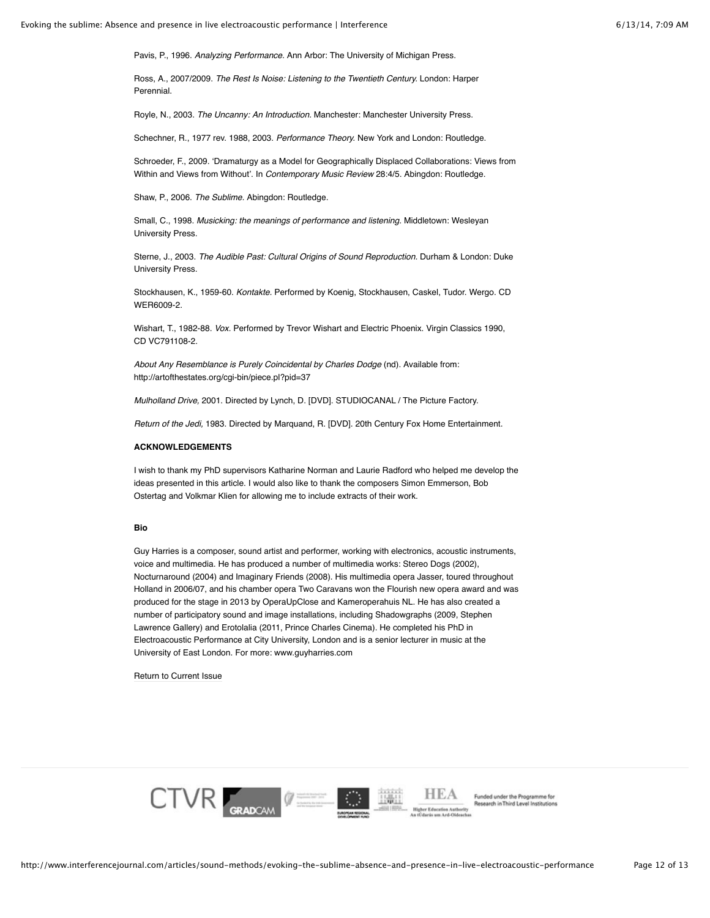Pavis, P., 1996. *Analyzing Performance.* Ann Arbor: The University of Michigan Press.

Ross, A., 2007/2009. *The Rest Is Noise: Listening to the Twentieth Century.* London: Harper Perennial.

Royle, N., 2003. *The Uncanny: An Introduction.* Manchester: Manchester University Press.

Schechner, R., 1977 rev. 1988, 2003. *Performance Theory.* New York and London: Routledge.

Schroeder, F., 2009. 'Dramaturgy as a Model for Geographically Displaced Collaborations: Views from Within and Views from Without'. In *Contemporary Music Review* 28:4/5. Abingdon: Routledge.

Shaw, P., 2006. *The Sublime.* Abingdon: Routledge.

Small, C., 1998. *Musicking: the meanings of performance and listening.* Middletown: Wesleyan University Press.

Sterne, J., 2003. *The Audible Past: Cultural Origins of Sound Reproduction.* Durham & London: Duke University Press.

Stockhausen, K., 1959-60. *Kontakte.* Performed by Koenig, Stockhausen, Caskel, Tudor. Wergo. CD WER6009-2.

Wishart, T., 1982-88. *Vox.* Performed by Trevor Wishart and Electric Phoenix. Virgin Classics 1990, CD VC791108-2.

*About Any Resemblance is Purely Coincidental by Charles Dodge* (nd). Available from: http://artofthestates.org/cgi-bin/piece.pl?pid=37

*Mulholland Drive,* 2001. Directed by Lynch, D. [DVD]. STUDIOCANAL / The Picture Factory.

*Return of the Jedi,* 1983. Directed by Marquand, R. [DVD]. 20th Century Fox Home Entertainment.

**ACKNOWLEDGEMENTS**

I wish to thank my PhD supervisors Katharine Norman and Laurie Radford who helped me develop the ideas presented in this article. I would also like to thank the composers Simon Emmerson, Bob Ostertag and Volkmar Klien for allowing me to include extracts of their work.

**Bio**

Guy Harries is a composer, sound artist and performer, working with electronics, acoustic instruments, voice and multimedia. He has produced a number of multimedia works: Stereo Dogs (2002), Nocturnaround (2004) and Imaginary Friends (2008). His multimedia opera Jasser, toured throughout Holland in 2006/07, and his chamber opera Two Caravans won the Flourish new opera award and was produced for the stage in 2013 by OperaUpClose and Kameroperahuis NL. He has also created a number of participatory sound and image installations, including Shadowgraphs (2009, Stephen Lawrence Gallery) and Erotolalia (2011, Prince Charles Cinema). He completed his PhD in Electroacoustic Performance at City University, London and is a senior lecturer in music at the University of East London. For more: www.guyharries.com

Return to Current Issue

Funded under the Programme for Research in Third Level Institutions